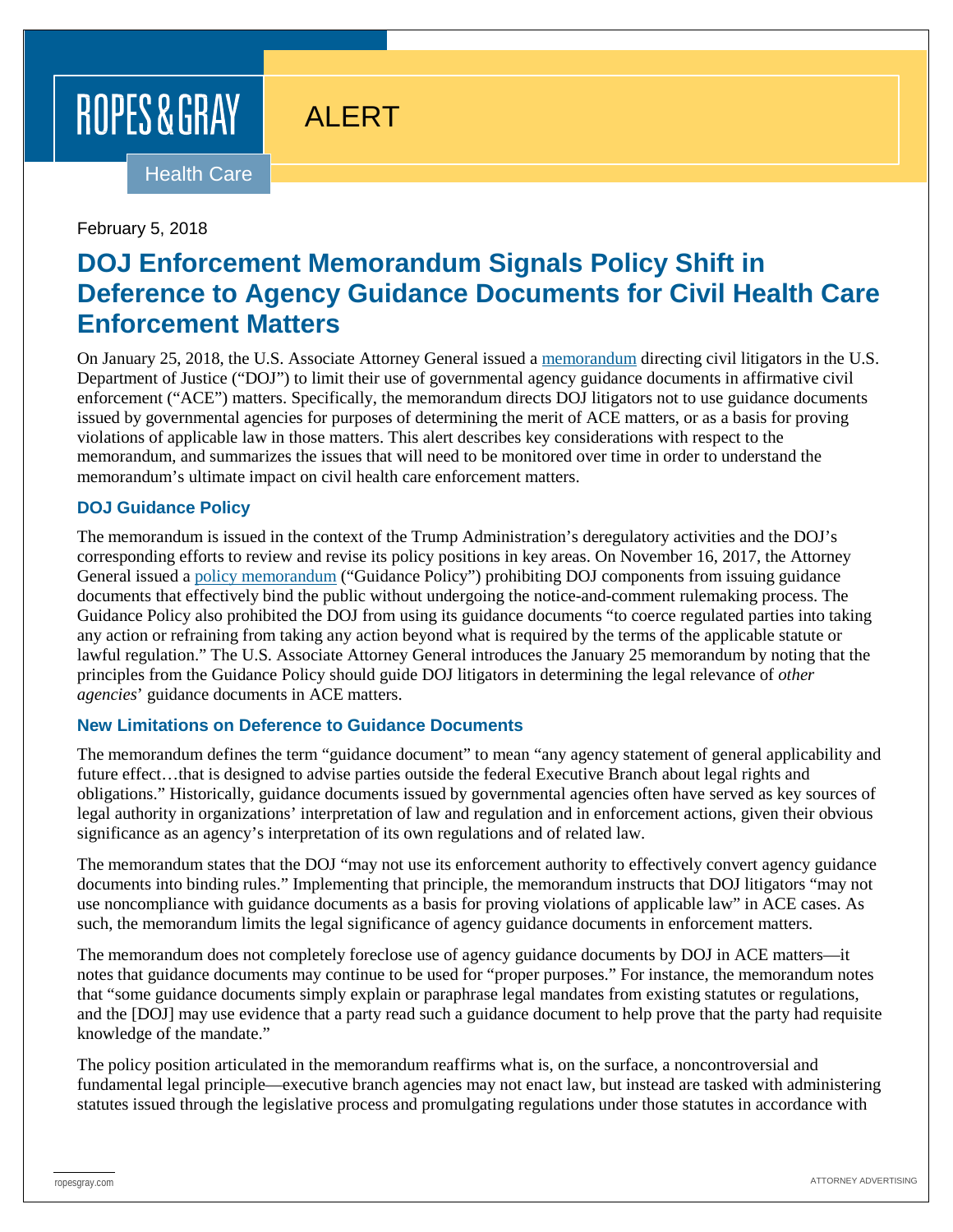ROPES & GRAY

ALERT

Health Care

February 5, 2018

# DOJ Enforcement Memorandum Signals Policy Shift in Deference to Agency Guidance Documents for Civil Health Care Enforcement Matters

On January 25, 2018, the U.S. Associate Attorney General issued a memorandum directing civil litigators in the U.S. Department of Justice ("DOJ") to limit their use of governmental agency guidance documents in affirmative civil enforcement ("ACE") matters. Specifically, the memorandum directs DOJ litigators not to use guidance documents issued by governmental agencies for purposes of determining the merit of ACE matters, or as a basis for proving violations of applicable law in those matters. This alert describes key considerations with respect to the memorandum, and summarizes the issues that will need to be monitored over time in order to understand the memorandum's ultimate impact on civil health care enforcement matters.

## DOJ Guidance Policy

The memorandum is issued in the context of the Trump Administration's deregulatory activities and the DOJ's corresponding efforts to review and revise its policy positions in key areas. On November 16, 2017, the Attorney General issued a policy memorandum ("Guidance Policy") prohibiting DOJ components from issuing guidance documents that effectively bind the public without undergoing the notice-and-comment rulemaking process. The Guidance Policy also prohibited the DOJ from using its guidance documents "to coerce regulated parties into taking any action or refraining from taking any action beyond what is required by the terms of the applicable statute or lawful regulation." The U.S. Associate Attorney General introduces the January 25 memorandum by noting that the principles from the Guidance Policy should guide DOJ litigators in determining the legal relevance of *other agencies*' guidance documents in ACE matters.

## New Limitations on Deference to Guidance Documents

The memorandum defines the term "guidance document" to mean "any agency statement of general applicability and future effect…that is designed to advise parties outside the federal Executive Branch about legal rights and obligations." Historically, guidance documents issued by governmental agencies often have served as key sources of legal authority in organizations' interpretation of law and regulation and in enforcement actions, given their obvious significance as an agency's interpretation of its own regulations and of related law.

The memorandum states that the DOJ "may not use its enforcement authority to effectively convert agency guidance documents into binding rules." Implementing that principle, the memorandum instructs that DOJ litigators "may not use noncompliance with guidance documents as a basis for proving violations of applicable law" in ACE cases. As such, the memorandum limits the legal significance of agency guidance documents in enforcement matters.

The memorandum does not completely foreclose use of agency guidance documents by DOJ in ACE matters—it notes that guidance documents may continue to be used for "proper purposes." For instance, the memorandum notes that "some guidance documents simply explain or paraphrase legal mandates from existing statutes or regulations, and the [DOJ] may use evidence that a party read such a guidance document to help prove that the party had requisite knowledge of the mandate."

The policy position articulated in the memorandum reaffirms what is, on the surface, a noncontroversial and fundamental legal principle—executive branch agencies may not enact law, but instead are tasked with administering statutes issued through the legislative process and promulgating regulations under those statutes in accordance with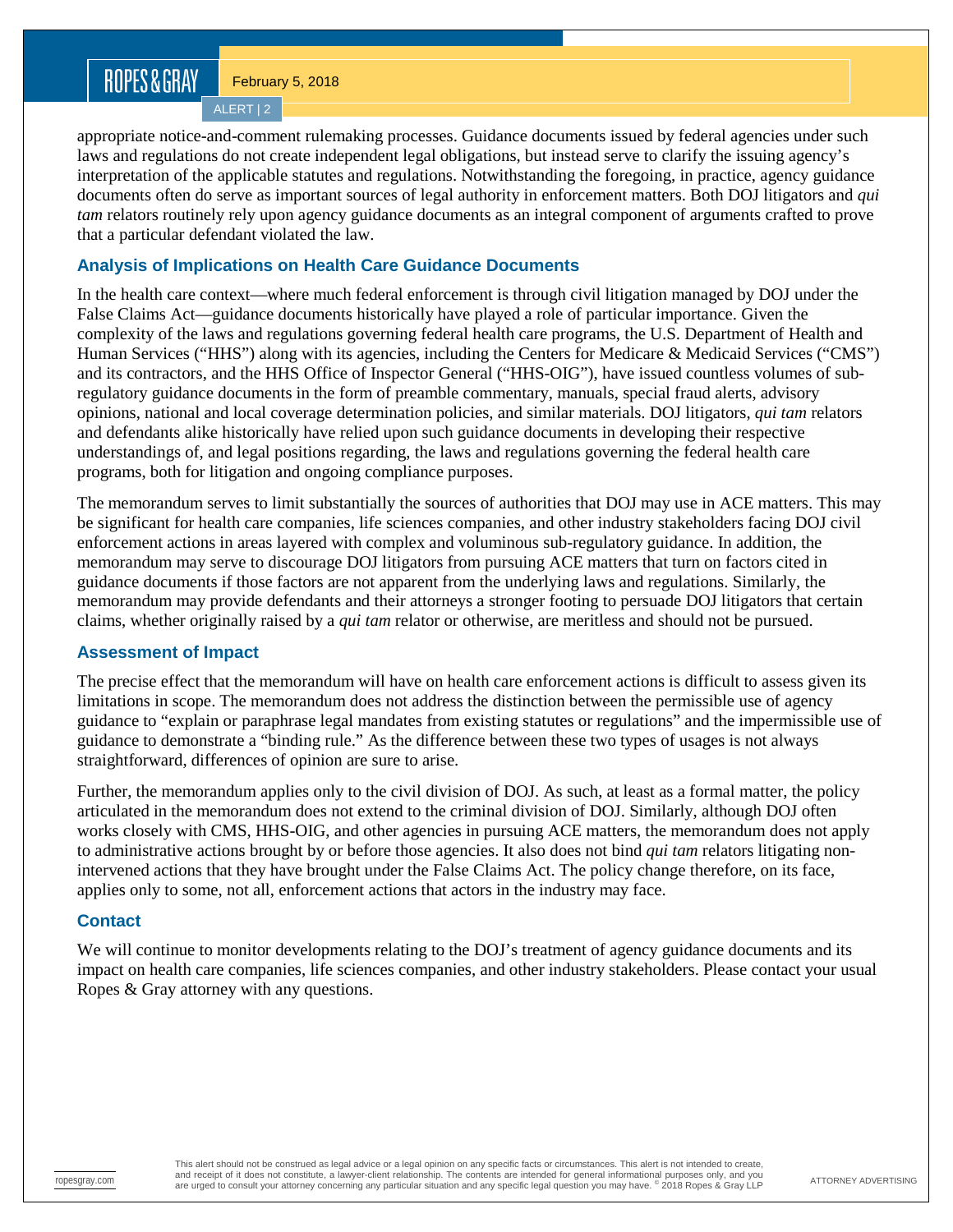appropriate notice-and-comment rulemaking processes. Guidance documents issued by federal agencies under such laws and regulations do not create independent legal obligations, but instead serve to clarify the issuing agency's interpretation of the applicable statutes and regulations. Notwithstanding the foregoing, in practice, agency guidance documents often do serve as important sources of legal authority in enforcement matters. Both DOJ litigators and *qui tam* relators routinely rely upon agency guidance documents as an integral component of arguments crafted to prove that a particular defendant violated the law.

## Analysis of Implications on Health Care Guidance Documents

In the health care context—where much federal enforcement is through civil litigation managed by DOJ under the False Claims Act—guidance documents historically have played a role of particular importance. Given the complexity of the laws and regulations governing federal health care programs, the U.S. Department of Health and Human Services ("HHS") along with its agencies, including the Centers for Medicare & Medicaid Services ("CMS") and its contractors, and the HHS Office of Inspector General ("HHS-OIG"), have issued countless volumes of sub-regulatory guidance documents in the form of preamble commentary, manuals, special fraud alerts, advisory opinions, national and local coverage determination policies, and similar materials. DOJ litigators, *qui tam* relators and defendants alike historically have relied upon such guidance documents in developing their respective understandings of, and legal positions regarding, the laws and regulations governing the federal health care programs, both for litigation and ongoing compliance purposes.

The memorandum serves to limit substantially the sources of authorities that DOJ may use in ACE matters. This may be significant for health care companies, life sciences companies, and other industry stakeholders facing DOJ civil enforcement actions in areas layered with complex and voluminous sub-regulatory guidance. In addition, the memorandum may serve to discourage DOJ litigators from pursuing ACE matters that turn on factors cited in guidance documents if those factors are not apparent from the underlying laws and regulations. Similarly, the memorandum may provide defendants and their attorneys a stronger footing to persuade DOJ litigators that certain claims, whether originally raised by a *qui tam* relator or otherwise, are meritless and should not be pursued.

## Assessment of Impact

The precise effect that the memorandum will have on health care enforcement actions is difficult to assess given its limitations in scope. The memorandum does not address the distinction between the permissible use of agency guidance to "explain or paraphrase legal mandates from existing statutes or regulations" and the impermissible use of guidance to demonstrate a "binding rule." As the difference between these two types of usages is not always straightforward, differences of opinion are sure to arise.

Further, the memorandum applies only to the civil division of DOJ. As such, at least as a formal matter, the policy articulated in the memorandum does not extend to the criminal division of DOJ. Similarly, although DOJ often works closely with CMS, HHS-OIG, and other agencies in pursuing ACE matters, the memorandum does not apply to administrative actions brought by or before those agencies. It also does not bind *qui tam* relators litigating non-intervened actions that they have brought under the False Claims Act. The policy change therefore, on its face, applies only to some, not all, enforcement actions that actors in the industry may face.

## Contact

We will continue to monitor developments relating to the DOJ's treatment of agency guidance documents and its impact on health care companies, life sciences companies, and other industry stakeholders. Please contact your usual Ropes & Gray attorney with any questions.

This alert should not be construed as legal advice or a legal opinion on any specific facts or circumstances. This alert is not intended to create, and receipt of it does not constitute, a lawyer-client relationship. The contents are intended for general informational purposes only, and you are urged to consult your attorney concerning any particular situation and any specific legal question you may have. © 2018 Ropes & Gray LLP

ATTORNEY ADVERTISING